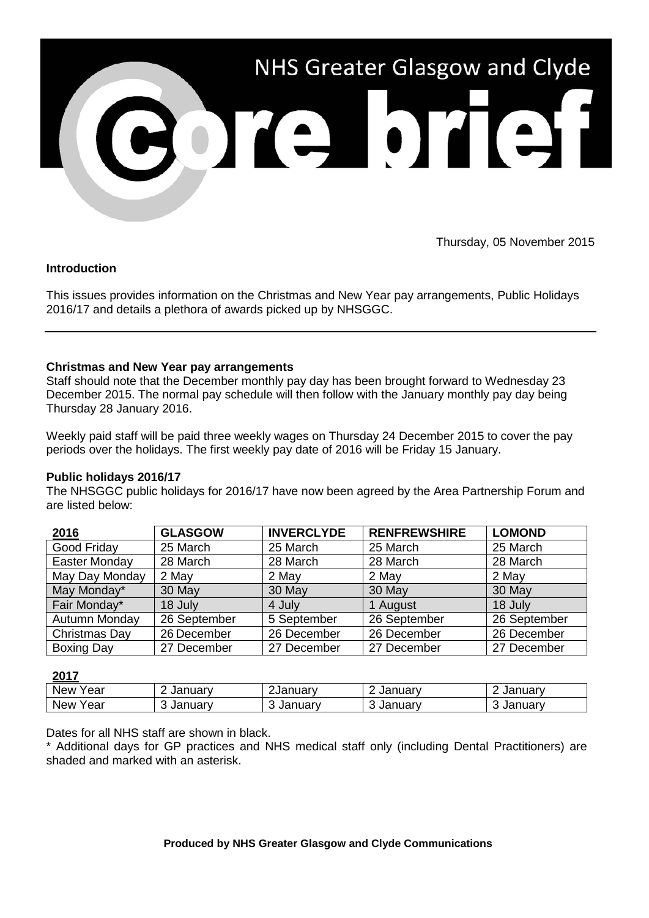# NHS Greater Glasgow and Clyde core brief

Thursday, 05 November 2015

**Introduction**

This issues provides information on the Christmas and New Year pay arrangements, Public Holidays 2016/17 and details a plethora of awards picked up by NHSGGC.

---

**Christmas and New Year pay arrangements**

Staff should note that the December monthly pay day has been brought forward to Wednesday 23 December 2015. The normal pay schedule will then follow with the January monthly pay day being Thursday 28 January 2016.

Weekly paid staff will be paid three weekly wages on Thursday 24 December 2015 to cover the pay periods over the holidays. The first weekly pay date of 2016 will be Friday 15 January.

**Public holidays 2016/17**

The NHSGGC public holidays for 2016/17 have now been agreed by the Area Partnership Forum and are listed below:

| 2016 | GLASGOW | INVERCLYDE | RENFREWSHIRE | LOMOND |
|---|---|---|---|---|
| Good Friday | 25 March | 25 March | 25 March | 25 March |
| Easter Monday | 28 March | 28 March | 28 March | 28 March |
| May Day Monday | 2 May | 2 May | 2 May | 2 May |
| May Monday* | 30 May | 30 May | 30 May | 30 May |
| Fair Monday* | 18 July | 4 July | 1 August | 18 July |
| Autumn Monday | 26 September | 5 September | 26 September | 26 September |
| Christmas Day | 26 December | 26 December | 26 December | 26 December |
| Boxing Day | 27 December | 27 December | 27 December | 27 December |
| **2017** | | | | |
| New Year | 2 January | 2January | 2 January | 2 January |
| New Year | 3 January | 3 January | 3 January | 3 January |

Dates for all NHS staff are shown in black.

\* Additional days for GP practices and NHS medical staff only (including Dental Practitioners) are shaded and marked with an asterisk.

**Produced by NHS Greater Glasgow and Clyde Communications**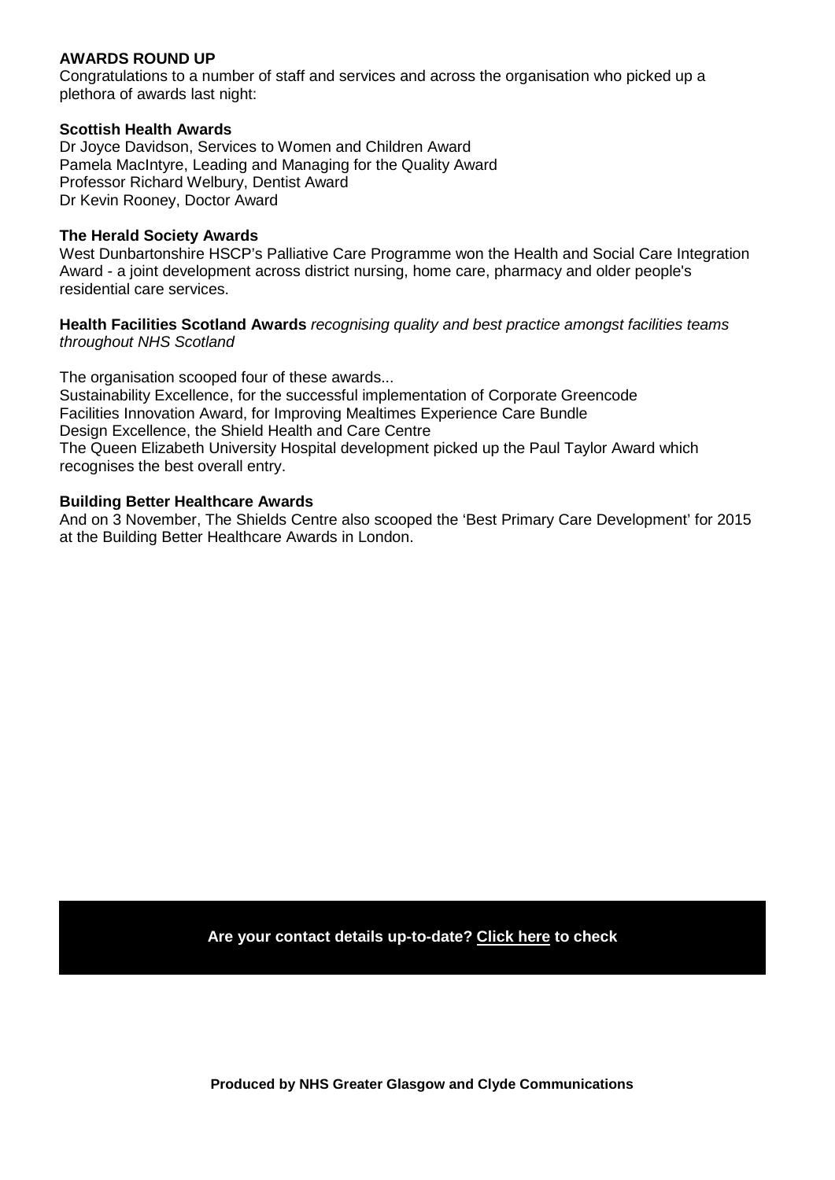**AWARDS ROUND UP**

Congratulations to a number of staff and services and across the organisation who picked up a plethora of awards last night:

**Scottish Health Awards**

Dr Joyce Davidson, Services to Women and Children Award
Pamela MacIntyre, Leading and Managing for the Quality Award
Professor Richard Welbury, Dentist Award
Dr Kevin Rooney, Doctor Award

**The Herald Society Awards**

West Dunbartonshire HSCP's Palliative Care Programme won the Health and Social Care Integration Award - a joint development across district nursing, home care, pharmacy and older people's residential care services.

**Health Facilities Scotland Awards** *recognising quality and best practice amongst facilities teams throughout NHS Scotland*

The organisation scooped four of these awards...
Sustainability Excellence, for the successful implementation of Corporate Greencode
Facilities Innovation Award, for Improving Mealtimes Experience Care Bundle
Design Excellence, the Shield Health and Care Centre
The Queen Elizabeth University Hospital development picked up the Paul Taylor Award which recognises the best overall entry.

**Building Better Healthcare Awards**

And on 3 November, The Shields Centre also scooped the 'Best Primary Care Development' for 2015 at the Building Better Healthcare Awards in London.

**Are your contact details up-to-date? Click here to check**

**Produced by NHS Greater Glasgow and Clyde Communications**